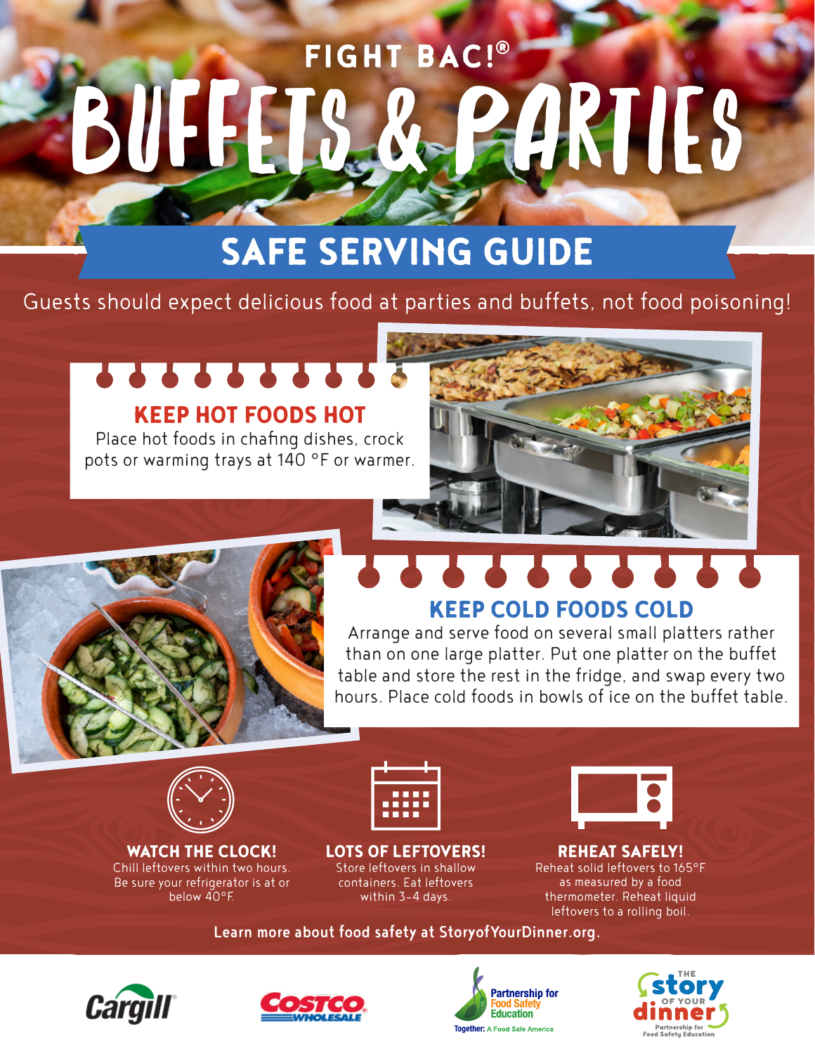FIGHT BAC!®

# BUFFETS & PARTIES

## SAFE SERVING GUIDE

Guests should expect delicious food at parties and buffets, not food poisoning!

### KEEP HOT FOODS HOT

Place hot foods in chafing dishes, crock pots or warming trays at 140 °F or warmer.

### KEEP COLD FOODS COLD

Arrange and serve food on several small platters rather than on one large platter. Put one platter on the buffet table and store the rest in the fridge, and swap every two hours. Place cold foods in bowls of ice on the buffet table.

### WATCH THE CLOCK!

Chill leftovers within two hours. Be sure your refrigerator is at or below 40°F.

### LOTS OF LEFTOVERS!

Store leftovers in shallow containers. Eat leftovers within 3-4 days.

### REHEAT SAFELY!

Reheat solid leftovers to 165°F as measured by a food thermometer. Reheat liquid leftovers to a rolling boil.

**Learn more about food safety at StoryofYourDinner.org.**

Cargill | Costco Wholesale | Partnership for Food Safety Education — Together: A Food Safe America | The Story of Your Dinner — Partnership for Food Safety Education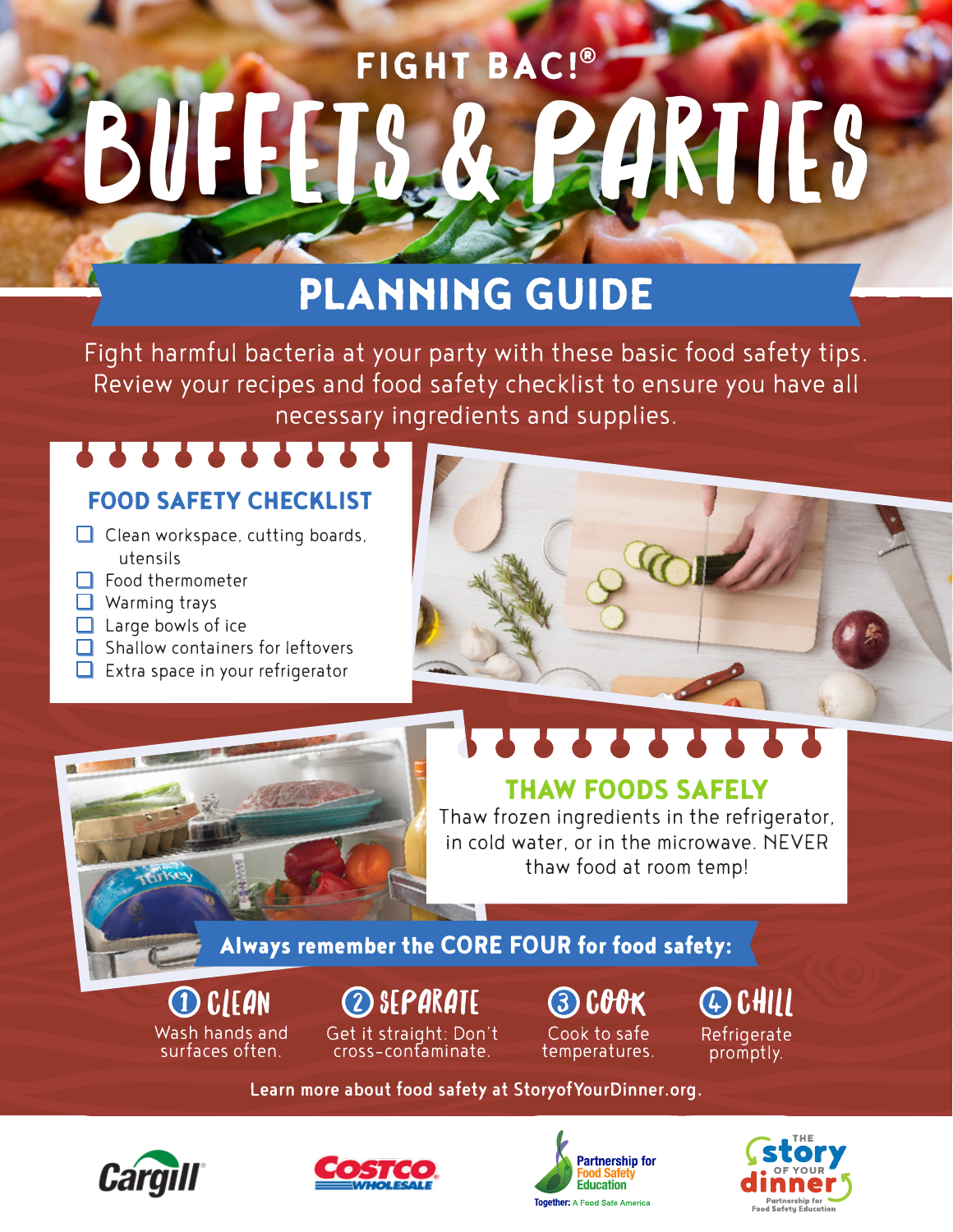FIGHT BAC!®

# BUFFETS & PARTIES

## PLANNING GUIDE

Fight harmful bacteria at your party with these basic food safety tips. Review your recipes and food safety checklist to ensure you have all necessary ingredients and supplies.

### FOOD SAFETY CHECKLIST

- ☐ Clean workspace, cutting boards, utensils
- ☐ Food thermometer
- ☐ Warming trays
- ☐ Large bowls of ice
- ☐ Shallow containers for leftovers
- ☐ Extra space in your refrigerator

### THAW FOODS SAFELY

Thaw frozen ingredients in the refrigerator, in cold water, or in the microwave. NEVER thaw food at room temp!

**Always remember the CORE FOUR for food safety:**

1. **CLEAN** Wash hands and surfaces often.
2. **SEPARATE** Get it straight: Don't cross-contaminate.
3. **COOK** Cook to safe temperatures.
4. **CHILL** Refrigerate promptly.

**Learn more about food safety at StoryofYourDinner.org.**

Cargill | Costco Wholesale | Partnership for Food Safety Education — Together: A Food Safe America | The Story of Your Dinner — Partnership for Food Safety Education